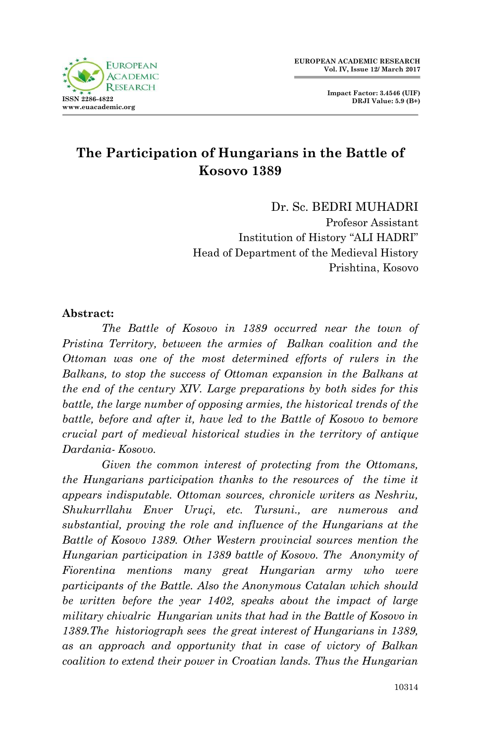# The Participation of Hungarians in the Battle of Kosovo 1389

Dr. Sc. BEDRI MUHADRI
Profesor Assistant
Institution of History "ALI HADRI"
Head of Department of the Medieval History
Prishtina, Kosovo

**Abstract:**

*The Battle of Kosovo in 1389 occurred near the town of Pristina Territory, between the armies of Balkan coalition and the Ottoman was one of the most determined efforts of rulers in the Balkans, to stop the success of Ottoman expansion in the Balkans at the end of the century XIV. Large preparations by both sides for this battle, the large number of opposing armies, the historical trends of the battle, before and after it, have led to the Battle of Kosovo to bemore crucial part of medieval historical studies in the territory of antique Dardania- Kosovo.*

*Given the common interest of protecting from the Ottomans, the Hungarians participation thanks to the resources of the time it appears indisputable. Ottoman sources, chronicle writers as Neshriu, Shukurrllahu Enver Uruçi, etc. Tursuni., are numerous and substantial, proving the role and influence of the Hungarians at the Battle of Kosovo 1389. Other Western provincial sources mention the Hungarian participation in 1389 battle of Kosovo. The Anonymity of Fiorentina mentions many great Hungarian army who were participants of the Battle. Also the Anonymous Catalan which should be written before the year 1402, speaks about the impact of large military chivalric Hungarian units that had in the Battle of Kosovo in 1389.The historiograph sees the great interest of Hungarians in 1389, as an approach and opportunity that in case of victory of Balkan coalition to extend their power in Croatian lands. Thus the Hungarian*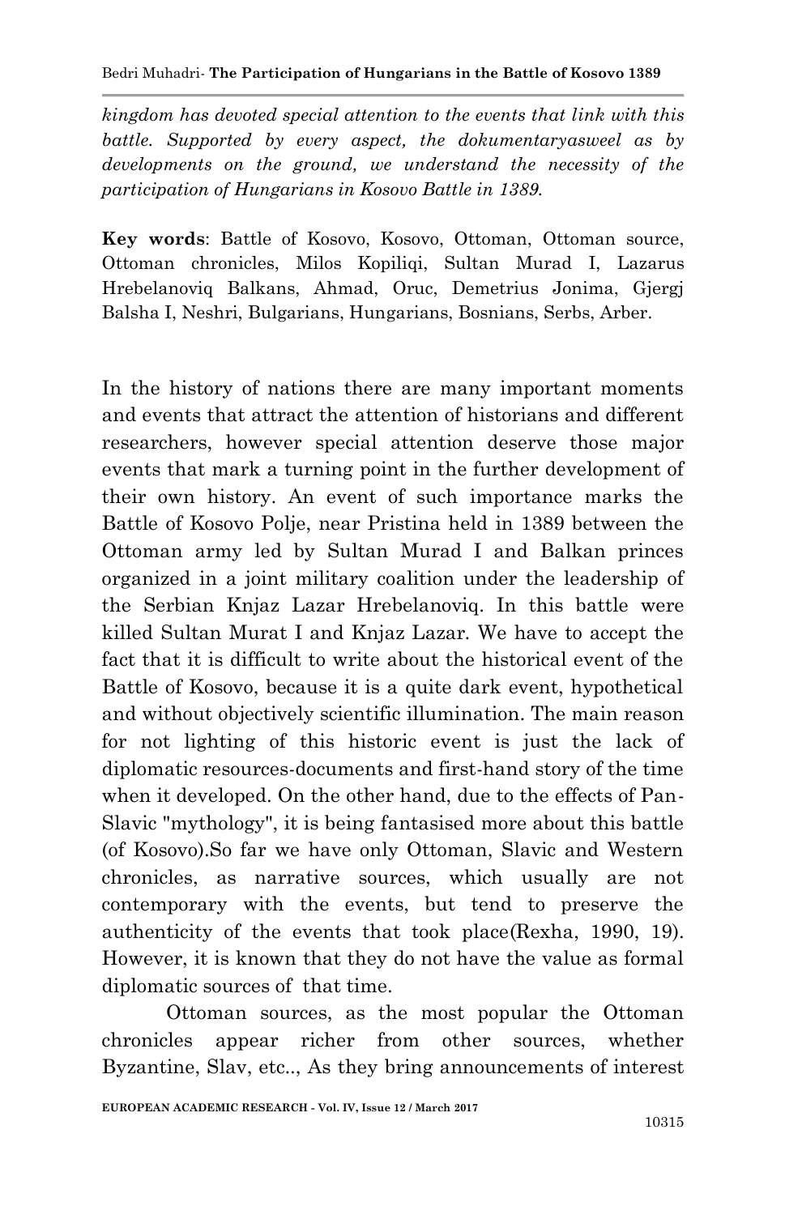*kingdom has devoted special attention to the events that link with this battle. Supported by every aspect, the dokumentaryasweel as by developments on the ground, we understand the necessity of the participation of Hungarians in Kosovo Battle in 1389.*

**Key words**: Battle of Kosovo, Kosovo, Ottoman, Ottoman source, Ottoman chronicles, Milos Kopiliqi, Sultan Murad I, Lazarus Hrebelanoviq Balkans, Ahmad, Oruc, Demetrius Jonima, Gjergj Balsha I, Neshri, Bulgarians, Hungarians, Bosnians, Serbs, Arber.

In the history of nations there are many important moments and events that attract the attention of historians and different researchers, however special attention deserve those major events that mark a turning point in the further development of their own history. An event of such importance marks the Battle of Kosovo Polje, near Pristina held in 1389 between the Ottoman army led by Sultan Murad I and Balkan princes organized in a joint military coalition under the leadership of the Serbian Knjaz Lazar Hrebelanoviq. In this battle were killed Sultan Murat I and Knjaz Lazar. We have to accept the fact that it is difficult to write about the historical event of the Battle of Kosovo, because it is a quite dark event, hypothetical and without objectively scientific illumination. The main reason for not lighting of this historic event is just the lack of diplomatic resources-documents and first-hand story of the time when it developed. On the other hand, due to the effects of Pan-Slavic "mythology", it is being fantasised more about this battle (of Kosovo).So far we have only Ottoman, Slavic and Western chronicles, as narrative sources, which usually are not contemporary with the events, but tend to preserve the authenticity of the events that took place(Rexha, 1990, 19). However, it is known that they do not have the value as formal diplomatic sources of that time.

Ottoman sources, as the most popular the Ottoman chronicles appear richer from other sources, whether Byzantine, Slav, etc.., As they bring announcements of interest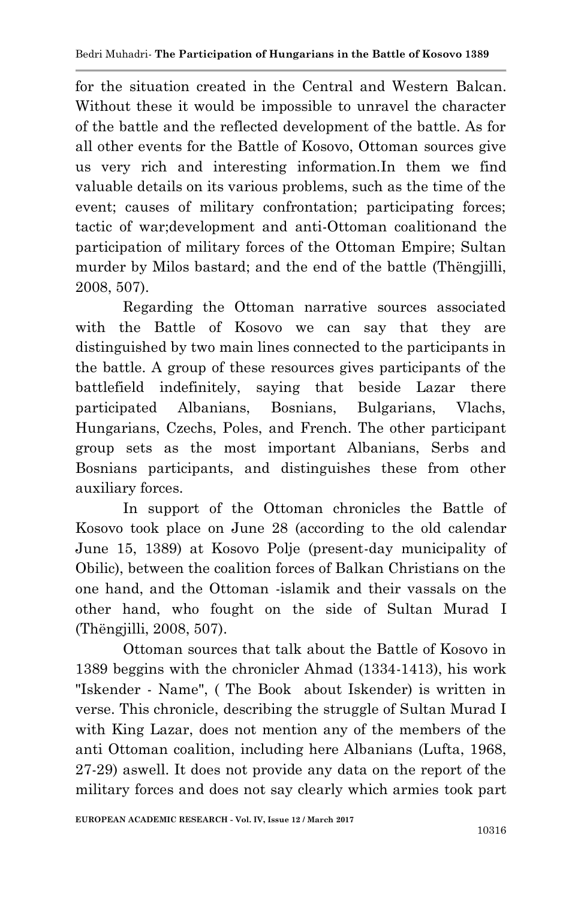for the situation created in the Central and Western Balcan. Without these it would be impossible to unravel the character of the battle and the reflected development of the battle. As for all other events for the Battle of Kosovo, Ottoman sources give us very rich and interesting information.In them we find valuable details on its various problems, such as the time of the event; causes of military confrontation; participating forces; tactic of war;development and anti-Ottoman coalitionand the participation of military forces of the Ottoman Empire; Sultan murder by Milos bastard; and the end of the battle (Thëngjilli, 2008, 507).

Regarding the Ottoman narrative sources associated with the Battle of Kosovo we can say that they are distinguished by two main lines connected to the participants in the battle. A group of these resources gives participants of the battlefield indefinitely, saying that beside Lazar there participated Albanians, Bosnians, Bulgarians, Vlachs, Hungarians, Czechs, Poles, and French. The other participant group sets as the most important Albanians, Serbs and Bosnians participants, and distinguishes these from other auxiliary forces.

In support of the Ottoman chronicles the Battle of Kosovo took place on June 28 (according to the old calendar June 15, 1389) at Kosovo Polje (present-day municipality of Obilic), between the coalition forces of Balkan Christians on the one hand, and the Ottoman -islamik and their vassals on the other hand, who fought on the side of Sultan Murad I (Thëngjilli, 2008, 507).

Ottoman sources that talk about the Battle of Kosovo in 1389 beggins with the chronicler Ahmad (1334-1413), his work "Iskender - Name", ( The Book about Iskender) is written in verse. This chronicle, describing the struggle of Sultan Murad I with King Lazar, does not mention any of the members of the anti Ottoman coalition, including here Albanians (Lufta, 1968, 27-29) aswell. It does not provide any data on the report of the military forces and does not say clearly which armies took part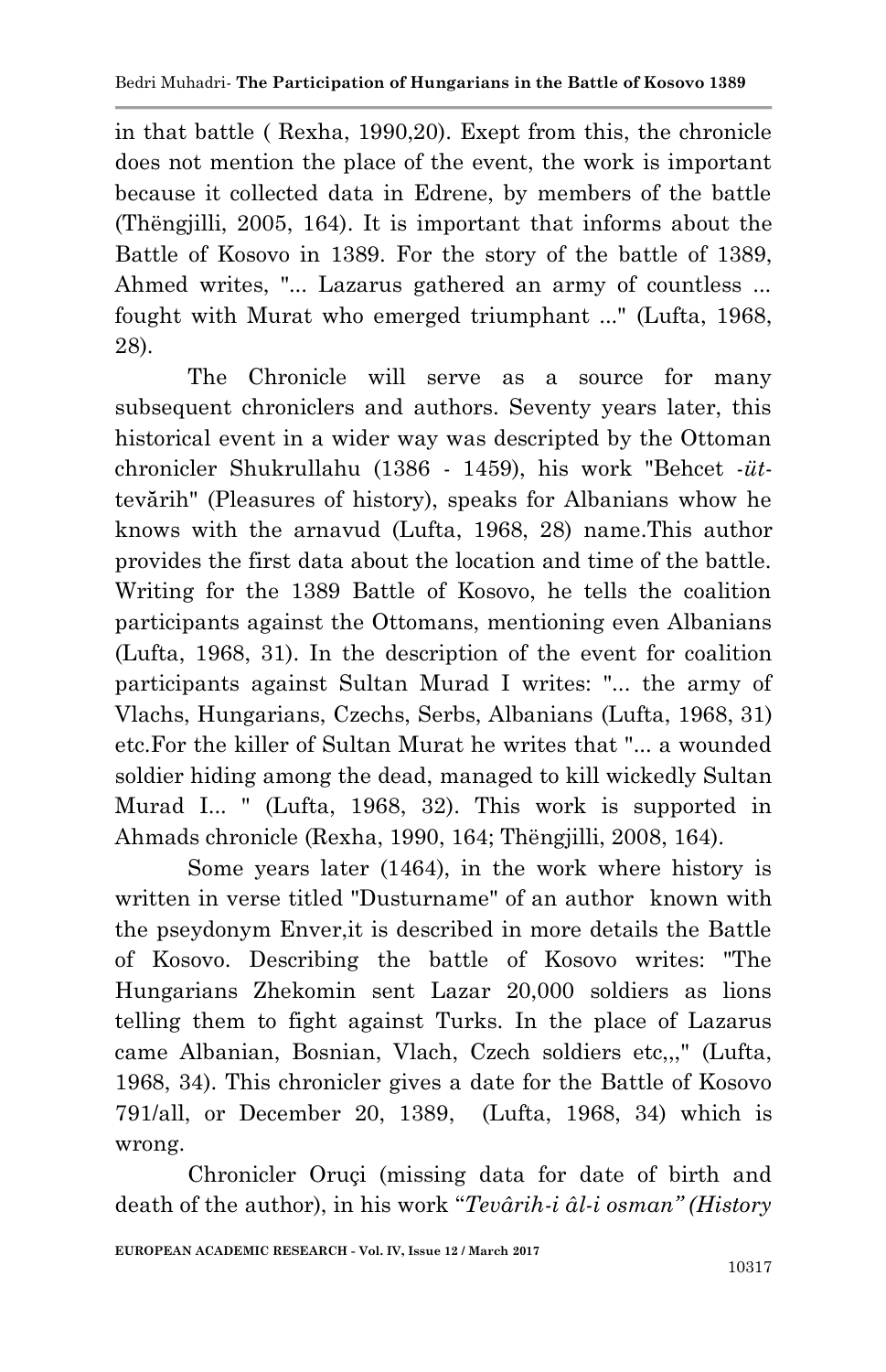in that battle ( Rexha, 1990,20). Exept from this, the chronicle does not mention the place of the event, the work is important because it collected data in Edrene, by members of the battle (Thëngjilli, 2005, 164). It is important that informs about the Battle of Kosovo in 1389. For the story of the battle of 1389, Ahmed writes, "... Lazarus gathered an army of countless ... fought with Murat who emerged triumphant ..." (Lufta, 1968, 28).

The Chronicle will serve as a source for many subsequent chroniclers and authors. Seventy years later, this historical event in a wider way was descripted by the Ottoman chronicler Shukrullahu (1386 - 1459), his work "Behcet -*üt*-tevărih" (Pleasures of history), speaks for Albanians whow he knows with the arnavud (Lufta, 1968, 28) name.This author provides the first data about the location and time of the battle. Writing for the 1389 Battle of Kosovo, he tells the coalition participants against the Ottomans, mentioning even Albanians (Lufta, 1968, 31). In the description of the event for coalition participants against Sultan Murad I writes: "... the army of Vlachs, Hungarians, Czechs, Serbs, Albanians (Lufta, 1968, 31) etc.For the killer of Sultan Murat he writes that "... a wounded soldier hiding among the dead, managed to kill wickedly Sultan Murad I... " (Lufta, 1968, 32). This work is supported in Ahmads chronicle (Rexha, 1990, 164; Thëngjilli, 2008, 164).

Some years later (1464), in the work where history is written in verse titled "Dusturname" of an author known with the pseydonym Enver,it is described in more details the Battle of Kosovo. Describing the battle of Kosovo writes: "The Hungarians Zhekomin sent Lazar 20,000 soldiers as lions telling them to fight against Turks. In the place of Lazarus came Albanian, Bosnian, Vlach, Czech soldiers etc,,," (Lufta, 1968, 34). This chronicler gives a date for the Battle of Kosovo 791/all, or December 20, 1389, (Lufta, 1968, 34) which is wrong.

Chronicler Oruçi (missing data for date of birth and death of the author), in his work "*Tevârih-i âl-i osman" (History*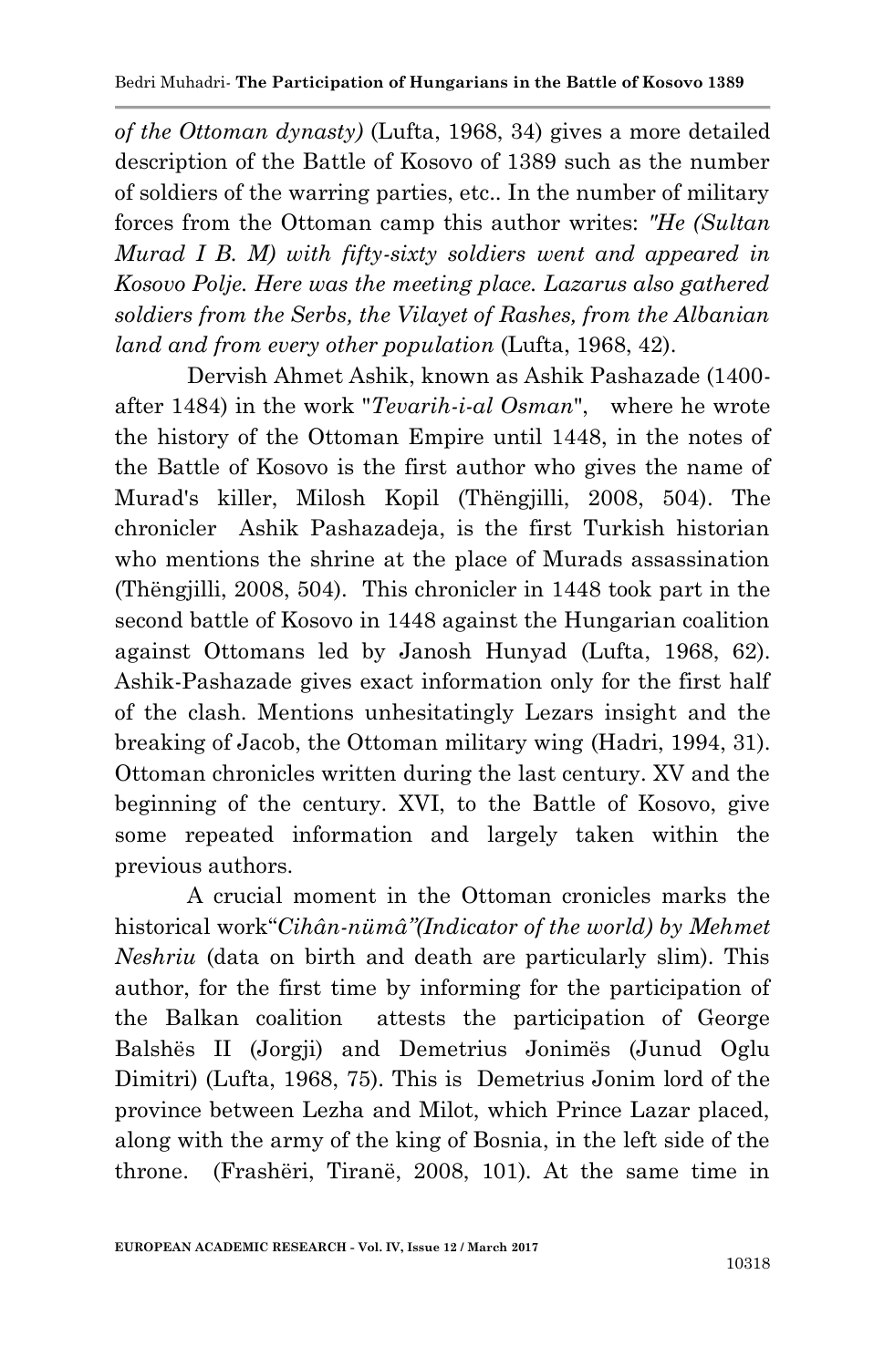*of the Ottoman dynasty)* (Lufta, 1968, 34) gives a more detailed description of the Battle of Kosovo of 1389 such as the number of soldiers of the warring parties, etc.. In the number of military forces from the Ottoman camp this author writes: *"He (Sultan Murad I B. M) with fifty-sixty soldiers went and appeared in Kosovo Polje. Here was the meeting place. Lazarus also gathered soldiers from the Serbs, the Vilayet of Rashes, from the Albanian land and from every other population* (Lufta, 1968, 42).

Dervish Ahmet Ashik, known as Ashik Pashazade (1400-after 1484) in the work "*Tevarih-i-al Osman*", where he wrote the history of the Ottoman Empire until 1448, in the notes of the Battle of Kosovo is the first author who gives the name of Murad's killer, Milosh Kopil (Thëngjilli, 2008, 504). The chronicler Ashik Pashazadeja, is the first Turkish historian who mentions the shrine at the place of Murads assassination (Thëngjilli, 2008, 504). This chronicler in 1448 took part in the second battle of Kosovo in 1448 against the Hungarian coalition against Ottomans led by Janosh Hunyad (Lufta, 1968, 62). Ashik-Pashazade gives exact information only for the first half of the clash. Mentions unhesitatingly Lezars insight and the breaking of Jacob, the Ottoman military wing (Hadri, 1994, 31). Ottoman chronicles written during the last century. XV and the beginning of the century. XVI, to the Battle of Kosovo, give some repeated information and largely taken within the previous authors.

A crucial moment in the Ottoman cronicles marks the historical work"*Cihân-nümâ"(Indicator of the world) by Mehmet Neshriu* (data on birth and death are particularly slim). This author, for the first time by informing for the participation of the Balkan coalition attests the participation of George Balshës II (Jorgji) and Demetrius Jonimës (Junud Oglu Dimitri) (Lufta, 1968, 75). This is Demetrius Jonim lord of the province between Lezha and Milot, which Prince Lazar placed, along with the army of the king of Bosnia, in the left side of the throne. (Frashëri, Tiranë, 2008, 101). At the same time in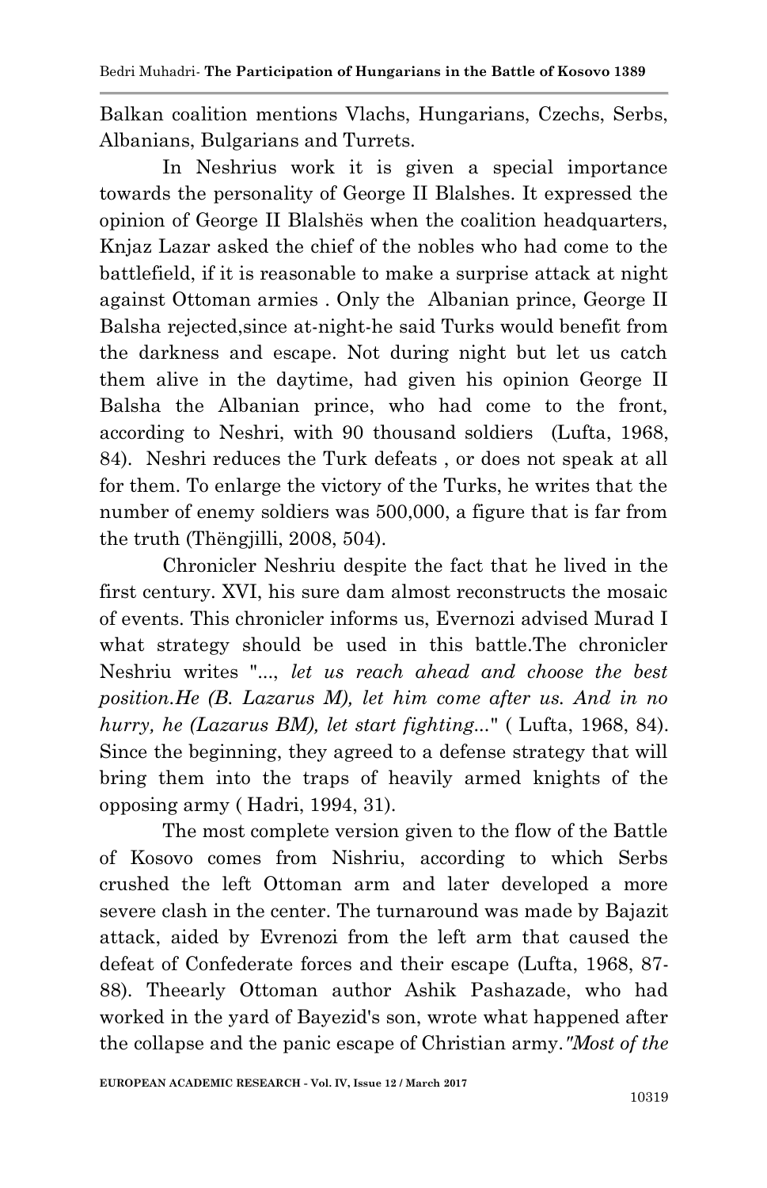Balkan coalition mentions Vlachs, Hungarians, Czechs, Serbs, Albanians, Bulgarians and Turrets.

In Neshrius work it is given a special importance towards the personality of George II Blalshes. It expressed the opinion of George II Blalshës when the coalition headquarters, Knjaz Lazar asked the chief of the nobles who had come to the battlefield, if it is reasonable to make a surprise attack at night against Ottoman armies . Only the Albanian prince, George II Balsha rejected,since at-night-he said Turks would benefit from the darkness and escape. Not during night but let us catch them alive in the daytime, had given his opinion George II Balsha the Albanian prince, who had come to the front, according to Neshri, with 90 thousand soldiers (Lufta, 1968, 84). Neshri reduces the Turk defeats , or does not speak at all for them. To enlarge the victory of the Turks, he writes that the number of enemy soldiers was 500,000, a figure that is far from the truth (Thëngjilli, 2008, 504).

Chronicler Neshriu despite the fact that he lived in the first century. XVI, his sure dam almost reconstructs the mosaic of events. This chronicler informs us, Evernozi advised Murad I what strategy should be used in this battle.The chronicler Neshriu writes "..., *let us reach ahead and choose the best position.He (B. Lazarus M), let him come after us. And in no hurry, he (Lazarus BM), let start fighting...*" ( Lufta, 1968, 84). Since the beginning, they agreed to a defense strategy that will bring them into the traps of heavily armed knights of the opposing army ( Hadri, 1994, 31).

The most complete version given to the flow of the Battle of Kosovo comes from Nishriu, according to which Serbs crushed the left Ottoman arm and later developed a more severe clash in the center. The turnaround was made by Bajazit attack, aided by Evrenozi from the left arm that caused the defeat of Confederate forces and their escape (Lufta, 1968, 87-88). Theearly Ottoman author Ashik Pashazade, who had worked in the yard of Bayezid's son, wrote what happened after the collapse and the panic escape of Christian army.*"Most of the*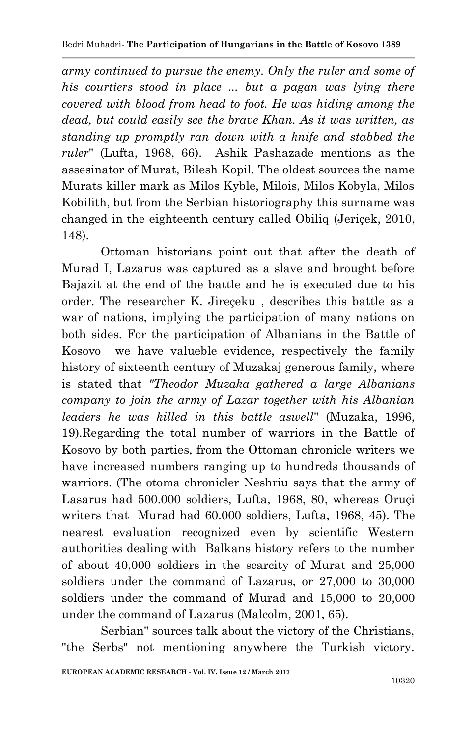*army continued to pursue the enemy. Only the ruler and some of his courtiers stood in place ... but a pagan was lying there covered with blood from head to foot. He was hiding among the dead, but could easily see the brave Khan. As it was written, as standing up promptly ran down with a knife and stabbed the ruler*" (Lufta, 1968, 66). Ashik Pashazade mentions as the assesinator of Murat, Bilesh Kopil. The oldest sources the name Murats killer mark as Milos Kyble, Milois, Milos Kobyla, Milos Kobilith, but from the Serbian historiography this surname was changed in the eighteenth century called Obiliq (Jeriçek, 2010, 148).

Ottoman historians point out that after the death of Murad I, Lazarus was captured as a slave and brought before Bajazit at the end of the battle and he is executed due to his order. The researcher K. Jireçeku , describes this battle as a war of nations, implying the participation of many nations on both sides. For the participation of Albanians in the Battle of Kosovo we have valueble evidence, respectively the family history of sixteenth century of Muzakaj generous family, where is stated that *"Theodor Muzaka gathered a large Albanians company to join the army of Lazar together with his Albanian leaders he was killed in this battle aswell*" (Muzaka, 1996, 19).Regarding the total number of warriors in the Battle of Kosovo by both parties, from the Ottoman chronicle writers we have increased numbers ranging up to hundreds thousands of warriors. (The otoma chronicler Neshriu says that the army of Lasarus had 500.000 soldiers, Lufta, 1968, 80, whereas Oruçi writers that Murad had 60.000 soldiers, Lufta, 1968, 45). The nearest evaluation recognized even by scientific Western authorities dealing with Balkans history refers to the number of about 40,000 soldiers in the scarcity of Murat and 25,000 soldiers under the command of Lazarus, or 27,000 to 30,000 soldiers under the command of Murad and 15,000 to 20,000 under the command of Lazarus (Malcolm, 2001, 65).

Serbian" sources talk about the victory of the Christians, "the Serbs" not mentioning anywhere the Turkish victory.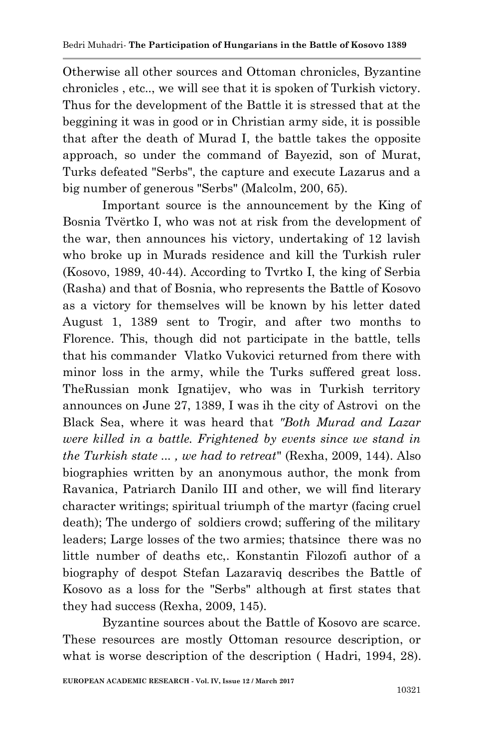Otherwise all other sources and Ottoman chronicles, Byzantine chronicles , etc.., we will see that it is spoken of Turkish victory. Thus for the development of the Battle it is stressed that at the beggining it was in good or in Christian army side, it is possible that after the death of Murad I, the battle takes the opposite approach, so under the command of Bayezid, son of Murat, Turks defeated "Serbs", the capture and execute Lazarus and a big number of generous "Serbs" (Malcolm, 200, 65).

Important source is the announcement by the King of Bosnia Tvërtko I, who was not at risk from the development of the war, then announces his victory, undertaking of 12 lavish who broke up in Murads residence and kill the Turkish ruler (Kosovo, 1989, 40-44). According to Tvrtko I, the king of Serbia (Rasha) and that of Bosnia, who represents the Battle of Kosovo as a victory for themselves will be known by his letter dated August 1, 1389 sent to Trogir, and after two months to Florence. This, though did not participate in the battle, tells that his commander Vlatko Vukovici returned from there with minor loss in the army, while the Turks suffered great loss. TheRussian monk Ignatijev, who was in Turkish territory announces on June 27, 1389, I was ih the city of Astrovi on the Black Sea, where it was heard that *"Both Murad and Lazar were killed in a battle. Frightened by events since we stand in the Turkish state ... , we had to retreat"* (Rexha, 2009, 144). Also biographies written by an anonymous author, the monk from Ravanica, Patriarch Danilo III and other, we will find literary character writings; spiritual triumph of the martyr (facing cruel death); The undergo of soldiers crowd; suffering of the military leaders; Large losses of the two armies; thatsince there was no little number of deaths etc,. Konstantin Filozofi author of a biography of despot Stefan Lazaraviq describes the Battle of Kosovo as a loss for the "Serbs" although at first states that they had success (Rexha, 2009, 145).

Byzantine sources about the Battle of Kosovo are scarce. These resources are mostly Ottoman resource description, or what is worse description of the description ( Hadri, 1994, 28).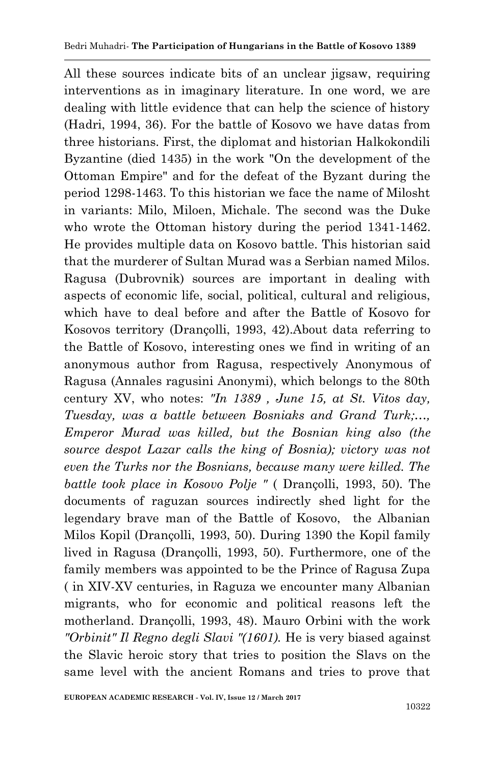All these sources indicate bits of an unclear jigsaw, requiring interventions as in imaginary literature. In one word, we are dealing with little evidence that can help the science of history (Hadri, 1994, 36). For the battle of Kosovo we have datas from three historians. First, the diplomat and historian Halkokondili Byzantine (died 1435) in the work "On the development of the Ottoman Empire" and for the defeat of the Byzant during the period 1298-1463. To this historian we face the name of Milosht in variants: Milo, Miloen, Michale. The second was the Duke who wrote the Ottoman history during the period 1341-1462. He provides multiple data on Kosovo battle. This historian said that the murderer of Sultan Murad was a Serbian named Milos. Ragusa (Dubrovnik) sources are important in dealing with aspects of economic life, social, political, cultural and religious, which have to deal before and after the Battle of Kosovo for Kosovos territory (Drançolli, 1993, 42).About data referring to the Battle of Kosovo, interesting ones we find in writing of an anonymous author from Ragusa, respectively Anonymous of Ragusa (Annales ragusini Anonymi), which belongs to the 80th century XV, who notes: *"In 1389 , June 15, at St. Vitos day, Tuesday, was a battle between Bosniaks and Grand Turk;…, Emperor Murad was killed, but the Bosnian king also (the source despot Lazar calls the king of Bosnia); victory was not even the Turks nor the Bosnians, because many were killed. The battle took place in Kosovo Polje "* ( Drançolli, 1993, 50). The documents of raguzan sources indirectly shed light for the legendary brave man of the Battle of Kosovo, the Albanian Milos Kopil (Drançolli, 1993, 50). During 1390 the Kopil family lived in Ragusa (Drançolli, 1993, 50). Furthermore, one of the family members was appointed to be the Prince of Ragusa Zupa ( in XIV-XV centuries, in Raguza we encounter many Albanian migrants, who for economic and political reasons left the motherland. Drançolli, 1993, 48). Mauro Orbini with the work *"Orbinit" Il Regno degli Slavi "(1601).* He is very biased against the Slavic heroic story that tries to position the Slavs on the same level with the ancient Romans and tries to prove that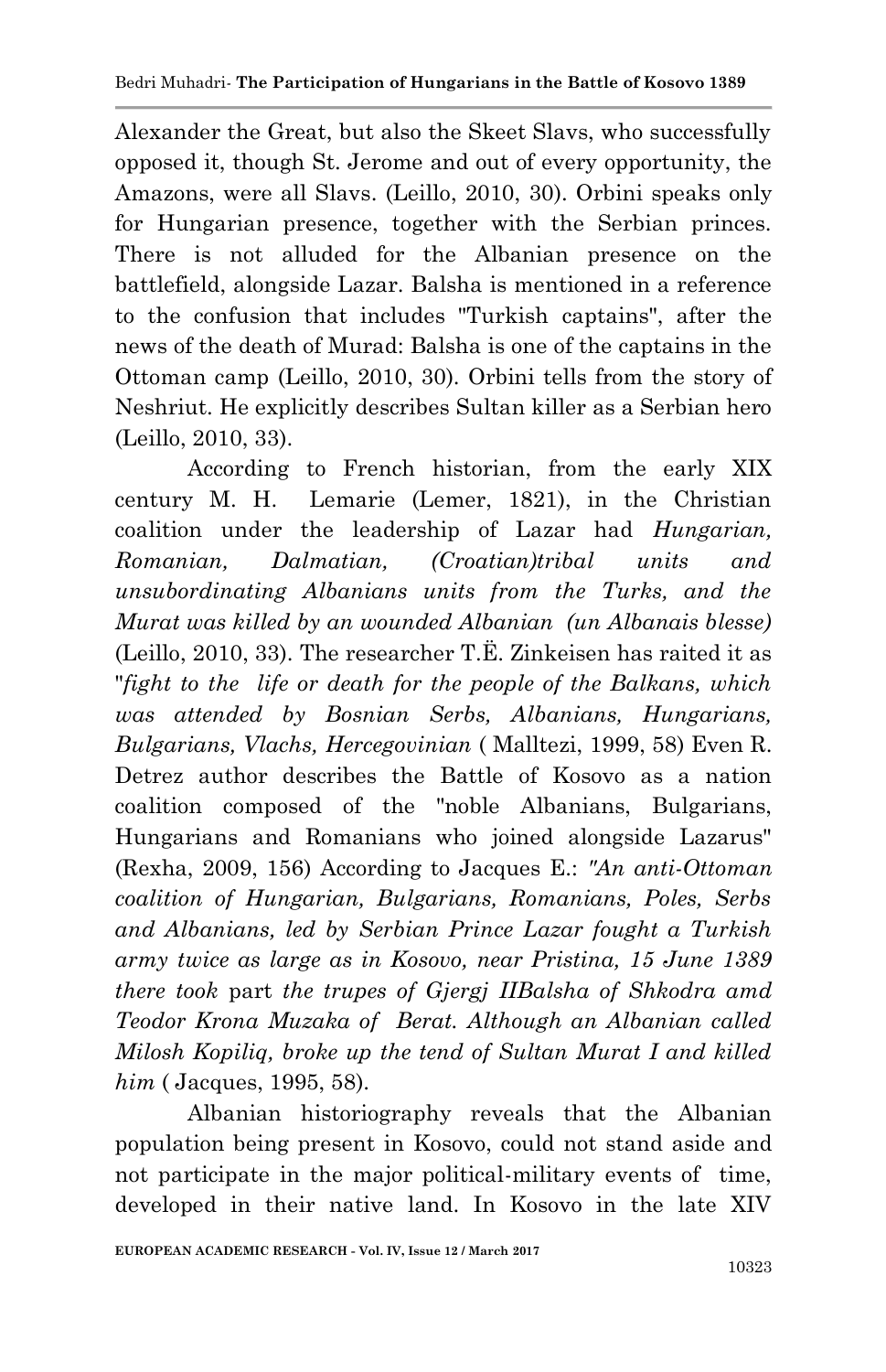Alexander the Great, but also the Skeet Slavs, who successfully opposed it, though St. Jerome and out of every opportunity, the Amazons, were all Slavs. (Leillo, 2010, 30). Orbini speaks only for Hungarian presence, together with the Serbian princes. There is not alluded for the Albanian presence on the battlefield, alongside Lazar. Balsha is mentioned in a reference to the confusion that includes "Turkish captains", after the news of the death of Murad: Balsha is one of the captains in the Ottoman camp (Leillo, 2010, 30). Orbini tells from the story of Neshriut. He explicitly describes Sultan killer as a Serbian hero (Leillo, 2010, 33).

According to French historian, from the early XIX century M. H. Lemarie (Lemer, 1821), in the Christian coalition under the leadership of Lazar had *Hungarian, Romanian, Dalmatian, (Croatian)tribal units and unsubordinating Albanians units from the Turks, and the Murat was killed by an wounded Albanian (un Albanais blesse)* (Leillo, 2010, 33). The researcher T.Ë. Zinkeisen has raited it as "*fight to the life or death for the people of the Balkans, which was attended by Bosnian Serbs, Albanians, Hungarians, Bulgarians, Vlachs, Hercegovinian* ( Malltezi, 1999, 58) Even R. Detrez author describes the Battle of Kosovo as a nation coalition composed of the "noble Albanians, Bulgarians, Hungarians and Romanians who joined alongside Lazarus" (Rexha, 2009, 156) According to Jacques E.: *"An anti-Ottoman coalition of Hungarian, Bulgarians, Romanians, Poles, Serbs and Albanians, led by Serbian Prince Lazar fought a Turkish army twice as large as in Kosovo, near Pristina, 15 June 1389 there took* part *the trupes of Gjergj IIBalsha of Shkodra amd Teodor Krona Muzaka of Berat. Although an Albanian called Milosh Kopiliq, broke up the tend of Sultan Murat I and killed him* ( Jacques, 1995, 58).

Albanian historiography reveals that the Albanian population being present in Kosovo, could not stand aside and not participate in the major political-military events of time, developed in their native land. In Kosovo in the late XIV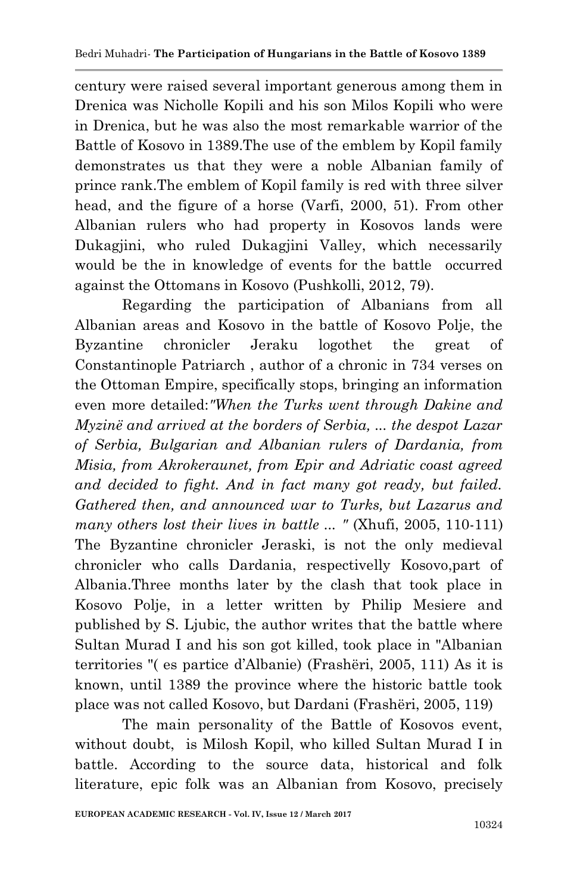century were raised several important generous among them in Drenica was Nicholle Kopili and his son Milos Kopili who were in Drenica, but he was also the most remarkable warrior of the Battle of Kosovo in 1389.The use of the emblem by Kopil family demonstrates us that they were a noble Albanian family of prince rank.The emblem of Kopil family is red with three silver head, and the figure of a horse (Varfi, 2000, 51). From other Albanian rulers who had property in Kosovos lands were Dukagjini, who ruled Dukagjini Valley, which necessarily would be the in knowledge of events for the battle occurred against the Ottomans in Kosovo (Pushkolli, 2012, 79).

Regarding the participation of Albanians from all Albanian areas and Kosovo in the battle of Kosovo Polje, the Byzantine chronicler Jeraku logothet the great of Constantinople Patriarch , author of a chronic in 734 verses on the Ottoman Empire, specifically stops, bringing an information even more detailed:*"When the Turks went through Dakine and Myzinë and arrived at the borders of Serbia, ... the despot Lazar of Serbia, Bulgarian and Albanian rulers of Dardania, from Misia, from Akrokeraunet, from Epir and Adriatic coast agreed and decided to fight. And in fact many got ready, but failed. Gathered then, and announced war to Turks, but Lazarus and many others lost their lives in battle ... "* (Xhufi, 2005, 110-111) The Byzantine chronicler Jeraski, is not the only medieval chronicler who calls Dardania, respectivelly Kosovo,part of Albania.Three months later by the clash that took place in Kosovo Polje, in a letter written by Philip Mesiere and published by S. Ljubic, the author writes that the battle where Sultan Murad I and his son got killed, took place in "Albanian territories "( es partice d'Albanie) (Frashëri, 2005, 111) As it is known, until 1389 the province where the historic battle took place was not called Kosovo, but Dardani (Frashëri, 2005, 119)

The main personality of the Battle of Kosovos event, without doubt, is Milosh Kopil, who killed Sultan Murad I in battle. According to the source data, historical and folk literature, epic folk was an Albanian from Kosovo, precisely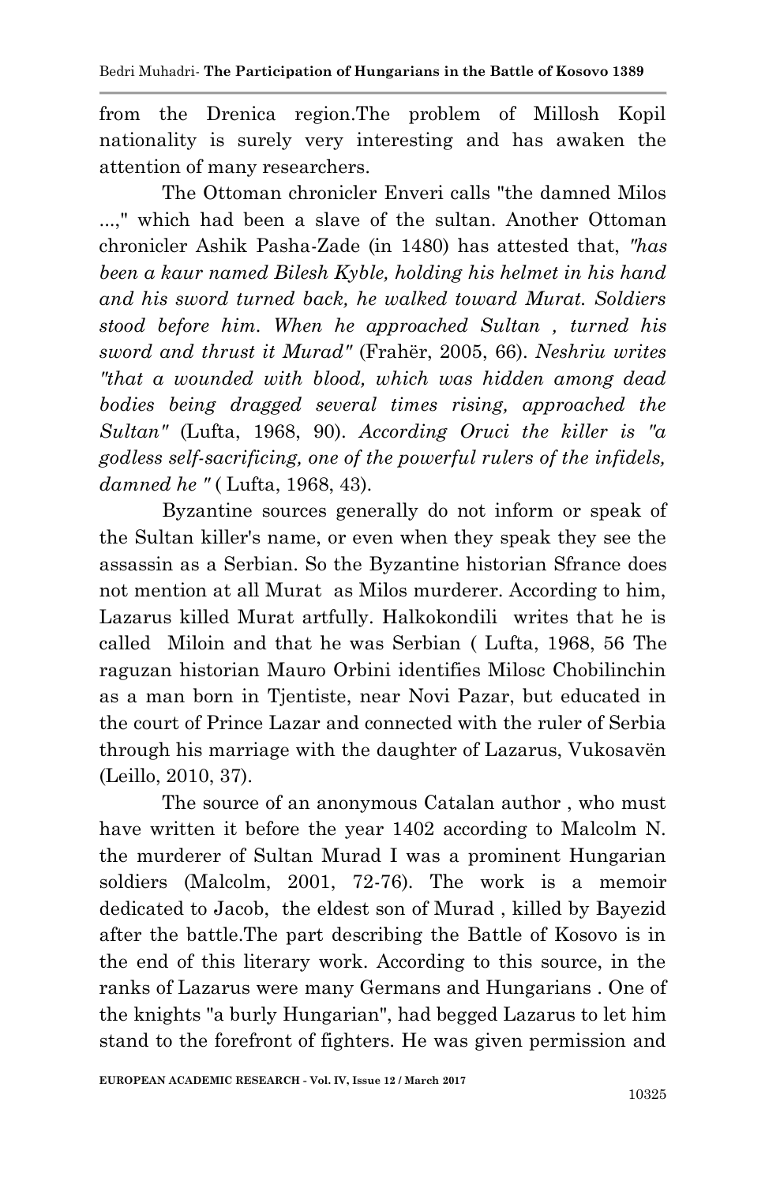from the Drenica region.The problem of Millosh Kopil nationality is surely very interesting and has awaken the attention of many researchers.

The Ottoman chronicler Enveri calls "the damned Milos ...," which had been a slave of the sultan. Another Ottoman chronicler Ashik Pasha-Zade (in 1480) has attested that, *"has been a kaur named Bilesh Kyble, holding his helmet in his hand and his sword turned back, he walked toward Murat. Soldiers stood before him. When he approached Sultan , turned his sword and thrust it Murad"* (Frahër, 2005, 66). *Neshriu writes "that a wounded with blood, which was hidden among dead bodies being dragged several times rising, approached the Sultan"* (Lufta, 1968, 90). *According Oruci the killer is "a godless self-sacrificing, one of the powerful rulers of the infidels, damned he "* ( Lufta, 1968, 43).

Byzantine sources generally do not inform or speak of the Sultan killer's name, or even when they speak they see the assassin as a Serbian. So the Byzantine historian Sfrance does not mention at all Murat as Milos murderer. According to him, Lazarus killed Murat artfully. Halkokondili writes that he is called Miloin and that he was Serbian ( Lufta, 1968, 56 The raguzan historian Mauro Orbini identifies Milosc Chobilinchin as a man born in Tjentiste, near Novi Pazar, but educated in the court of Prince Lazar and connected with the ruler of Serbia through his marriage with the daughter of Lazarus, Vukosavën (Leillo, 2010, 37).

The source of an anonymous Catalan author , who must have written it before the year 1402 according to Malcolm N. the murderer of Sultan Murad I was a prominent Hungarian soldiers (Malcolm, 2001, 72-76). The work is a memoir dedicated to Jacob, the eldest son of Murad , killed by Bayezid after the battle.The part describing the Battle of Kosovo is in the end of this literary work. According to this source, in the ranks of Lazarus were many Germans and Hungarians . One of the knights "a burly Hungarian", had begged Lazarus to let him stand to the forefront of fighters. He was given permission and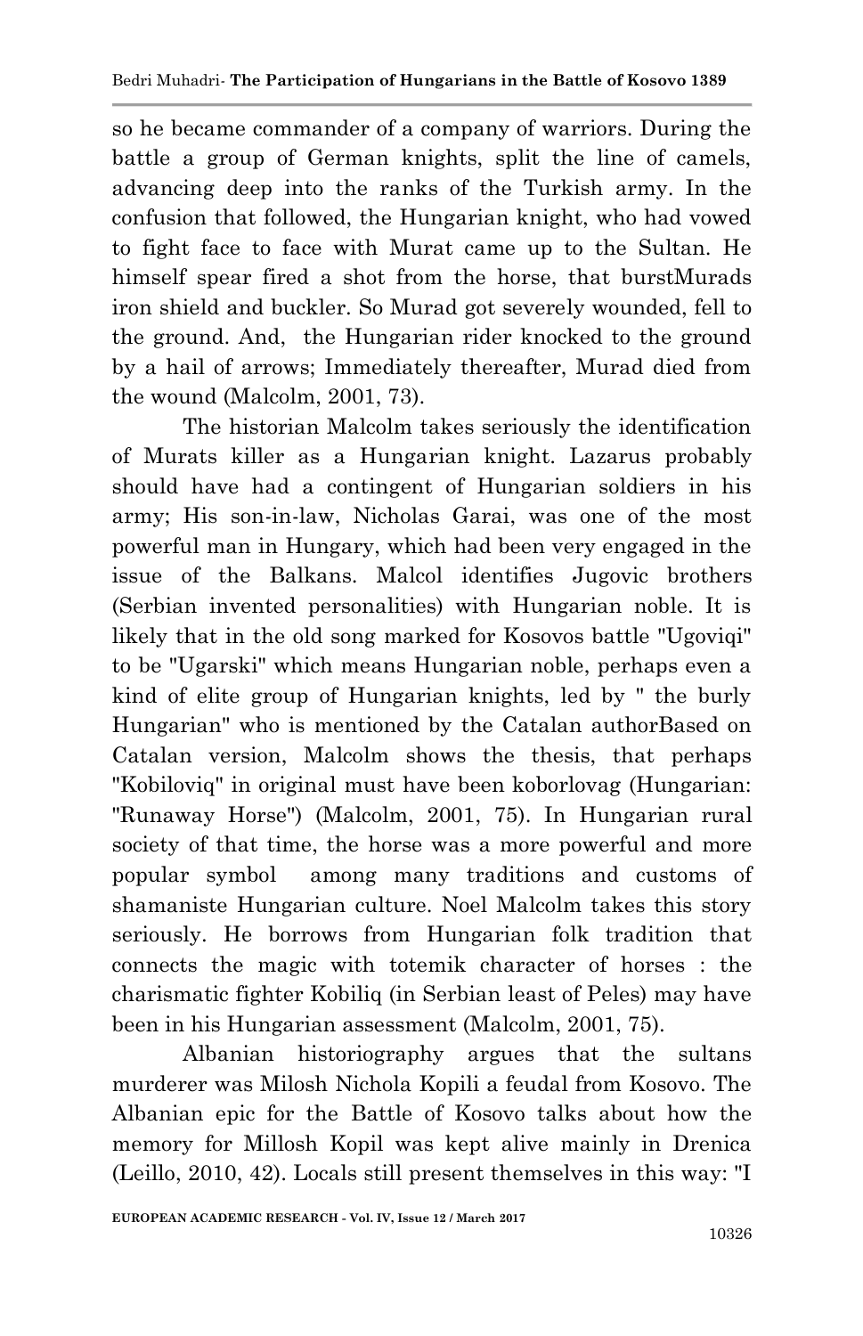so he became commander of a company of warriors. During the battle a group of German knights, split the line of camels, advancing deep into the ranks of the Turkish army. In the confusion that followed, the Hungarian knight, who had vowed to fight face to face with Murat came up to the Sultan. He himself spear fired a shot from the horse, that burstMurads iron shield and buckler. So Murad got severely wounded, fell to the ground. And, the Hungarian rider knocked to the ground by a hail of arrows; Immediately thereafter, Murad died from the wound (Malcolm, 2001, 73).

The historian Malcolm takes seriously the identification of Murats killer as a Hungarian knight. Lazarus probably should have had a contingent of Hungarian soldiers in his army; His son-in-law, Nicholas Garai, was one of the most powerful man in Hungary, which had been very engaged in the issue of the Balkans. Malcol identifies Jugovic brothers (Serbian invented personalities) with Hungarian noble. It is likely that in the old song marked for Kosovos battle "Ugoviqi" to be "Ugarski" which means Hungarian noble, perhaps even a kind of elite group of Hungarian knights, led by " the burly Hungarian" who is mentioned by the Catalan authorBased on Catalan version, Malcolm shows the thesis, that perhaps "Kobiloviq" in original must have been koborlovag (Hungarian: "Runaway Horse") (Malcolm, 2001, 75). In Hungarian rural society of that time, the horse was a more powerful and more popular symbol among many traditions and customs of shamaniste Hungarian culture. Noel Malcolm takes this story seriously. He borrows from Hungarian folk tradition that connects the magic with totemik character of horses : the charismatic fighter Kobiliq (in Serbian least of Peles) may have been in his Hungarian assessment (Malcolm, 2001, 75).

Albanian historiography argues that the sultans murderer was Milosh Nichola Kopili a feudal from Kosovo. The Albanian epic for the Battle of Kosovo talks about how the memory for Millosh Kopil was kept alive mainly in Drenica (Leillo, 2010, 42). Locals still present themselves in this way: "I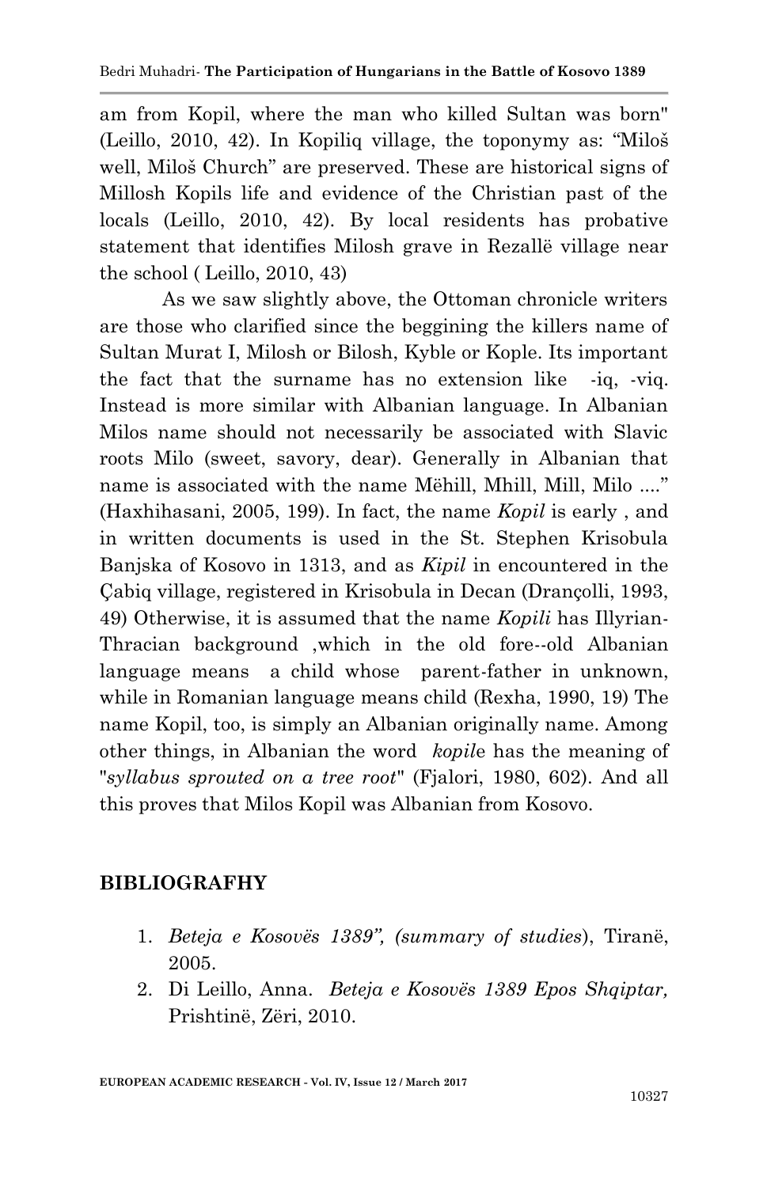am from Kopil, where the man who killed Sultan was born" (Leillo, 2010, 42). In Kopiliq village, the toponymy as: "Miloš well, Miloš Church" are preserved. These are historical signs of Millosh Kopils life and evidence of the Christian past of the locals (Leillo, 2010, 42). By local residents has probative statement that identifies Milosh grave in Rezallë village near the school ( Leillo, 2010, 43)

As we saw slightly above, the Ottoman chronicle writers are those who clarified since the beggining the killers name of Sultan Murat I, Milosh or Bilosh, Kyble or Kople. Its important the fact that the surname has no extension like -iq, -viq. Instead is more similar with Albanian language. In Albanian Milos name should not necessarily be associated with Slavic roots Milo (sweet, savory, dear). Generally in Albanian that name is associated with the name Mëhill, Mhill, Mill, Milo ...." (Haxhihasani, 2005, 199). In fact, the name *Kopil* is early , and in written documents is used in the St. Stephen Krisobula Banjska of Kosovo in 1313, and as *Kipil* in encountered in the Çabiq village, registered in Krisobula in Decan (Drançolli, 1993, 49) Otherwise, it is assumed that the name *Kopili* has Illyrian-Thracian background ,which in the old fore--old Albanian language means a child whose parent-father in unknown, while in Romanian language means child (Rexha, 1990, 19) The name Kopil, too, is simply an Albanian originally name. Among other things, in Albanian the word *kopil*e has the meaning of "*syllabus sprouted on a tree root*" (Fjalori, 1980, 602). And all this proves that Milos Kopil was Albanian from Kosovo.

## BIBLIOGRAFHY

1. *Beteja e Kosovës 1389", (summary of studies*), Tiranë, 2005.
2. Di Leillo, Anna. *Beteja e Kosovës 1389 Epos Shqiptar,* Prishtinë, Zëri, 2010.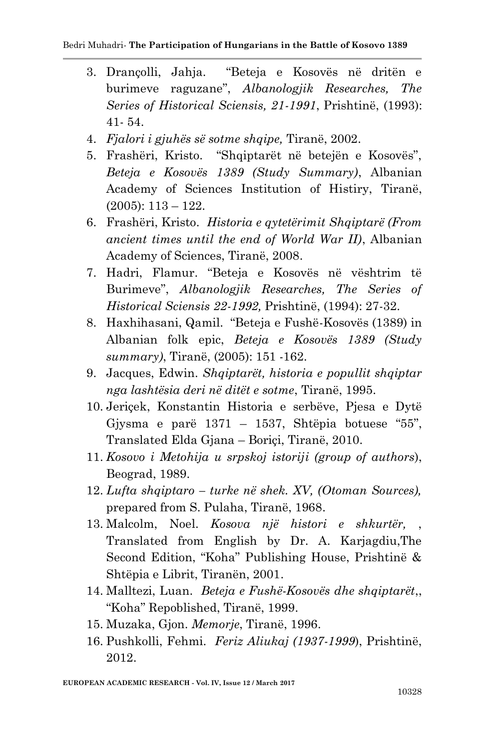3. Drançolli, Jahja. "Beteja e Kosovës në dritën e burimeve raguzane", *Albanologjik Researches, The Series of Historical Sciensis, 21-1991*, Prishtinë, (1993): 41- 54.
4. *Fjalori i gjuhës së sotme shqipe,* Tiranë, 2002.
5. Frashëri, Kristo. "Shqiptarët në betejën e Kosovës", *Beteja e Kosovës 1389 (Study Summary)*, Albanian Academy of Sciences Institution of Histiry, Tiranë, (2005): 113 – 122.
6. Frashëri, Kristo. *Historia e qytetërimit Shqiptarë (From ancient times until the end of World War II)*, Albanian Academy of Sciences, Tiranë, 2008.
7. Hadri, Flamur. "Beteja e Kosovës në vështrim të Burimeve", *Albanologjik Researches, The Series of Historical Sciensis 22-1992,* Prishtinë, (1994): 27-32.
8. Haxhihasani, Qamil. "Beteja e Fushë-Kosovës (1389) in Albanian folk epic, *Beteja e Kosovës 1389 (Study summary)*, Tiranë, (2005): 151 -162.
9. Jacques, Edwin. *Shqiptarët, historia e popullit shqiptar nga lashtësia deri në ditët e sotme*, Tiranë, 1995.
10. Jeriçek, Konstantin Historia e serbëve, Pjesa e Dytë Gjysma e parë 1371 – 1537, Shtëpia botuese "55", Translated Elda Gjana – Boriçi, Tiranë, 2010.
11. *Kosovo i Metohija u srpskoj istoriji (group of authors*), Beograd, 1989.
12. *Lufta shqiptaro – turke në shek. XV, (Otoman Sources),* prepared from S. Pulaha, Tiranë, 1968.
13. Malcolm, Noel. *Kosova një histori e shkurtër,* , Translated from English by Dr. A. Karjagdiu,The Second Edition, "Koha" Publishing House, Prishtinë & Shtëpia e Librit, Tiranën, 2001.
14. Malltezi, Luan. *Beteja e Fushë-Kosovës dhe shqiptarët*,, "Koha" Repoblished, Tiranë, 1999.
15. Muzaka, Gjon. *Memorje*, Tiranë, 1996.
16. Pushkolli, Fehmi. *Feriz Aliukaj (1937-1999*), Prishtinë, 2012.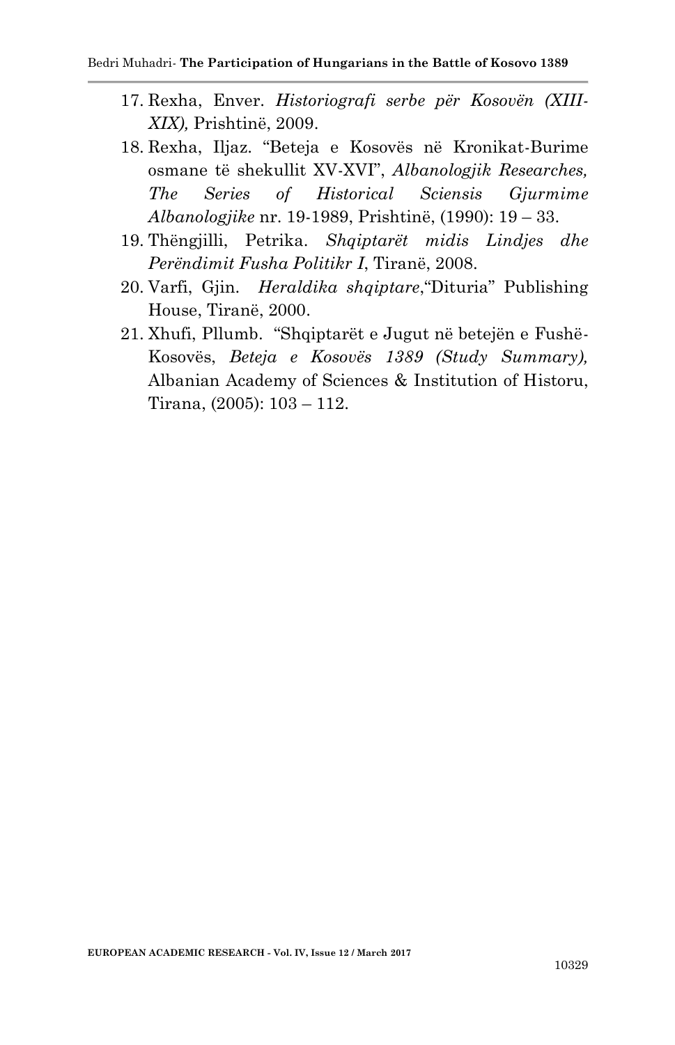17. Rexha, Enver. *Historiografi serbe për Kosovën (XIII-XIX),* Prishtinë, 2009.
18. Rexha, Iljaz. "Beteja e Kosovës në Kronikat-Burime osmane të shekullit XV-XVI", *Albanologjik Researches, The Series of Historical Sciensis Gjurmime Albanologjike* nr. 19-1989, Prishtinë, (1990): 19 – 33.
19. Thëngjilli, Petrika. *Shqiptarët midis Lindjes dhe Perëndimit Fusha Politikr I*, Tiranë, 2008.
20. Varfi, Gjin. *Heraldika shqiptare*,"Dituria" Publishing House, Tiranë, 2000.
21. Xhufi, Pllumb. "Shqiptarët e Jugut në betejën e Fushë-Kosovës, *Beteja e Kosovës 1389 (Study Summary),* Albanian Academy of Sciences & Institution of Historu, Tirana, (2005): 103 – 112.